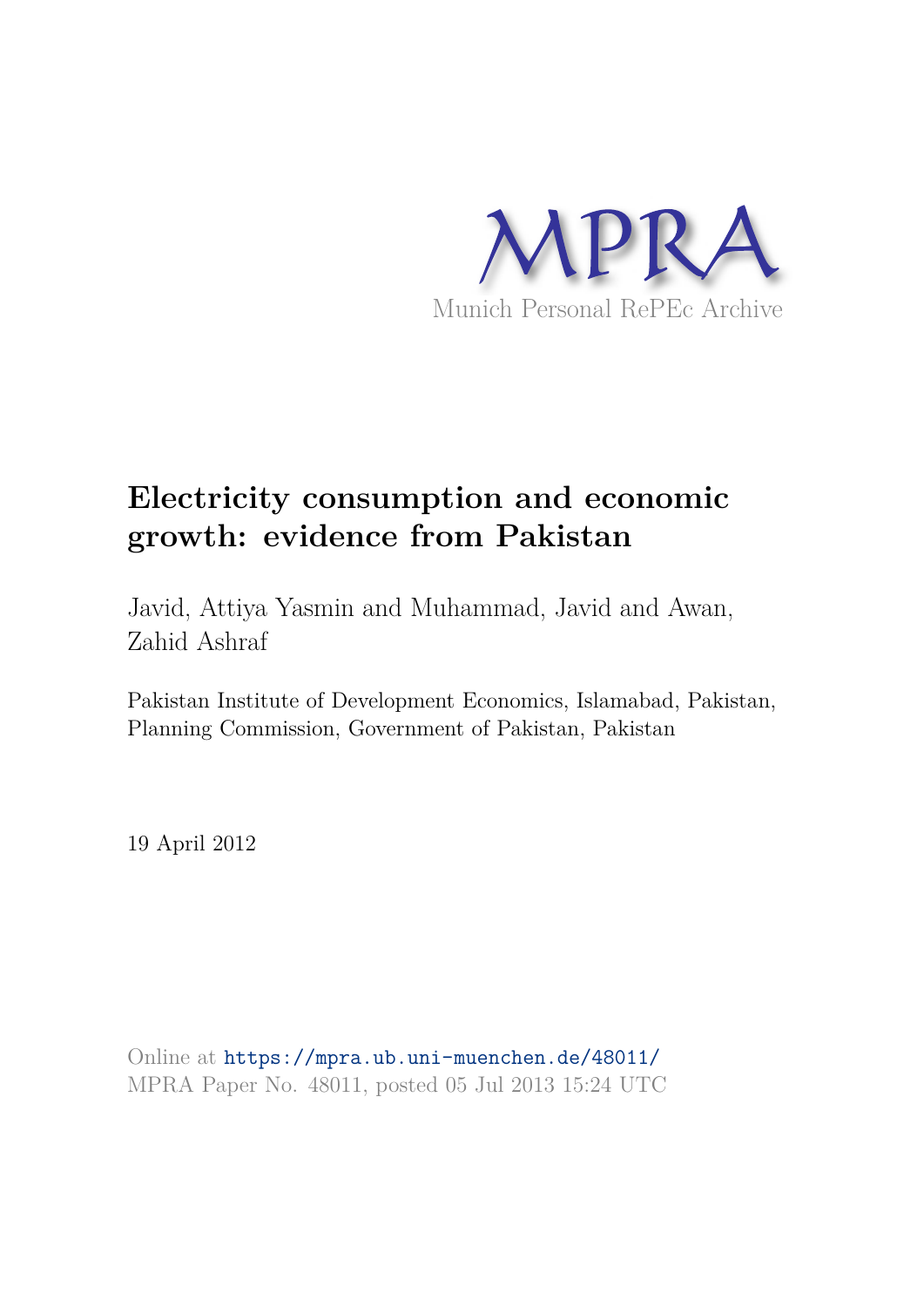MPRA

Munich Personal RePEc Archive

# Electricity consumption and economic growth: evidence from Pakistan

Javid, Attiya Yasmin and Muhammad, Javid and Awan, Zahid Ashraf

Pakistan Institute of Development Economics, Islamabad, Pakistan, Planning Commission, Government of Pakistan, Pakistan

19 April 2012

Online at https://mpra.ub.uni-muenchen.de/48011/
MPRA Paper No. 48011, posted 05 Jul 2013 15:24 UTC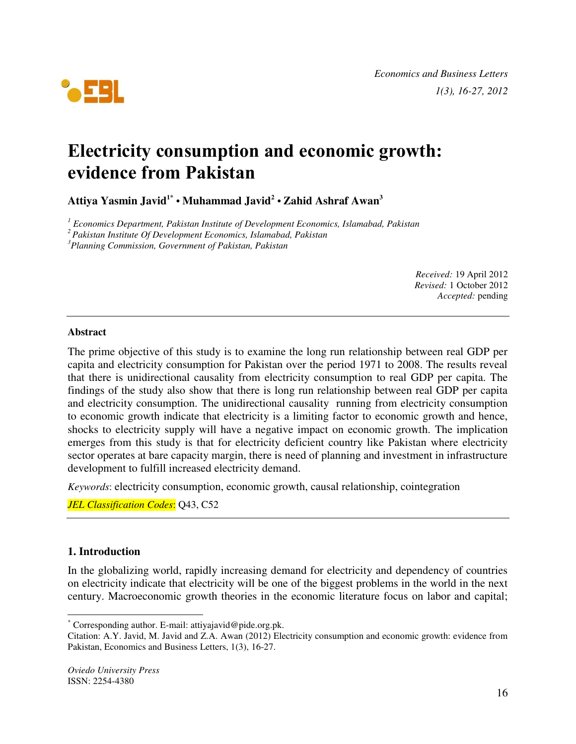# Electricity consumption and economic growth: evidence from Pakistan

**Attiya Yasmin Javid[1*] • Muhammad Javid[2] • Zahid Ashraf Awan[3]**

[1] *Economics Department, Pakistan Institute of Development Economics, Islamabad, Pakistan*
[2] *Pakistan Institute Of Development Economics, Islamabad, Pakistan*
[3] *Planning Commission, Government of Pakistan, Pakistan*

*Received:* 19 April 2012
*Revised:* 1 October 2012
*Accepted:* pending

---

**Abstract**

The prime objective of this study is to examine the long run relationship between real GDP per capita and electricity consumption for Pakistan over the period 1971 to 2008. The results reveal that there is unidirectional causality from electricity consumption to real GDP per capita. The findings of the study also show that there is long run relationship between real GDP per capita and electricity consumption. The unidirectional causality running from electricity consumption to economic growth indicate that electricity is a limiting factor to economic growth and hence, shocks to electricity supply will have a negative impact on economic growth. The implication emerges from this study is that for electricity deficient country like Pakistan where electricity sector operates at bare capacity margin, there is need of planning and investment in infrastructure development to fulfill increased electricity demand.

*Keywords*: electricity consumption, economic growth, causal relationship, cointegration

*JEL Classification Codes*: Q43, C52

---

## 1. Introduction

In the globalizing world, rapidly increasing demand for electricity and dependency of countries on electricity indicate that electricity will be one of the biggest problems in the world in the next century. Macroeconomic growth theories in the economic literature focus on labor and capital;

---

[*] Corresponding author. E-mail: attiyajavid@pide.org.pk.
Citation: A.Y. Javid, M. Javid and Z.A. Awan (2012) Electricity consumption and economic growth: evidence from Pakistan, Economics and Business Letters, 1(3), 16-27.

*Oviedo University Press*
ISSN: 2254-4380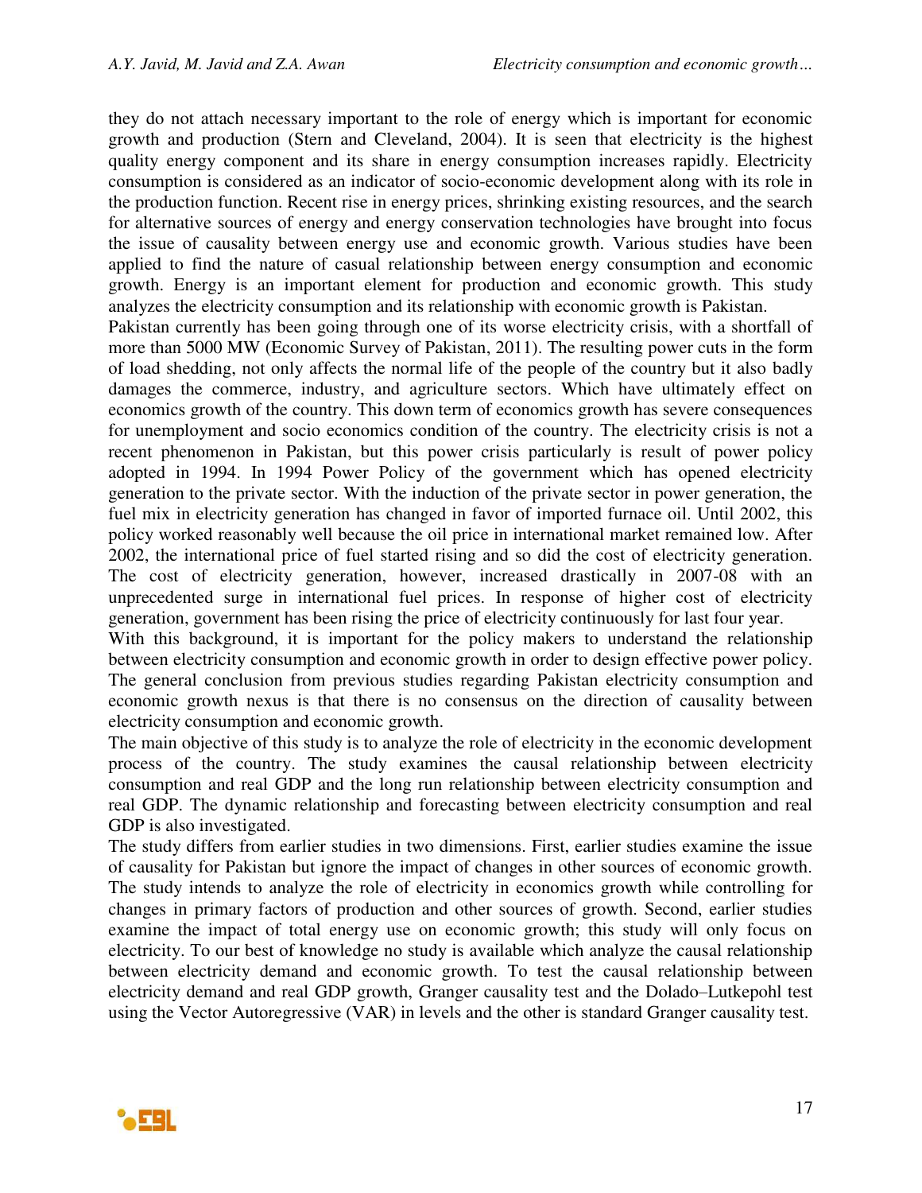they do not attach necessary important to the role of energy which is important for economic growth and production (Stern and Cleveland, 2004). It is seen that electricity is the highest quality energy component and its share in energy consumption increases rapidly. Electricity consumption is considered as an indicator of socio-economic development along with its role in the production function. Recent rise in energy prices, shrinking existing resources, and the search for alternative sources of energy and energy conservation technologies have brought into focus the issue of causality between energy use and economic growth. Various studies have been applied to find the nature of casual relationship between energy consumption and economic growth. Energy is an important element for production and economic growth. This study analyzes the electricity consumption and its relationship with economic growth is Pakistan.

Pakistan currently has been going through one of its worse electricity crisis, with a shortfall of more than 5000 MW (Economic Survey of Pakistan, 2011). The resulting power cuts in the form of load shedding, not only affects the normal life of the people of the country but it also badly damages the commerce, industry, and agriculture sectors. Which have ultimately effect on economics growth of the country. This down term of economics growth has severe consequences for unemployment and socio economics condition of the country. The electricity crisis is not a recent phenomenon in Pakistan, but this power crisis particularly is result of power policy adopted in 1994. In 1994 Power Policy of the government which has opened electricity generation to the private sector. With the induction of the private sector in power generation, the fuel mix in electricity generation has changed in favor of imported furnace oil. Until 2002, this policy worked reasonably well because the oil price in international market remained low. After 2002, the international price of fuel started rising and so did the cost of electricity generation. The cost of electricity generation, however, increased drastically in 2007-08 with an unprecedented surge in international fuel prices. In response of higher cost of electricity generation, government has been rising the price of electricity continuously for last four year.

With this background, it is important for the policy makers to understand the relationship between electricity consumption and economic growth in order to design effective power policy. The general conclusion from previous studies regarding Pakistan electricity consumption and economic growth nexus is that there is no consensus on the direction of causality between electricity consumption and economic growth.

The main objective of this study is to analyze the role of electricity in the economic development process of the country. The study examines the causal relationship between electricity consumption and real GDP and the long run relationship between electricity consumption and real GDP. The dynamic relationship and forecasting between electricity consumption and real GDP is also investigated.

The study differs from earlier studies in two dimensions. First, earlier studies examine the issue of causality for Pakistan but ignore the impact of changes in other sources of economic growth. The study intends to analyze the role of electricity in economics growth while controlling for changes in primary factors of production and other sources of growth. Second, earlier studies examine the impact of total energy use on economic growth; this study will only focus on electricity. To our best of knowledge no study is available which analyze the causal relationship between electricity demand and economic growth. To test the causal relationship between electricity demand and real GDP growth, Granger causality test and the Dolado–Lutkepohl test using the Vector Autoregressive (VAR) in levels and the other is standard Granger causality test.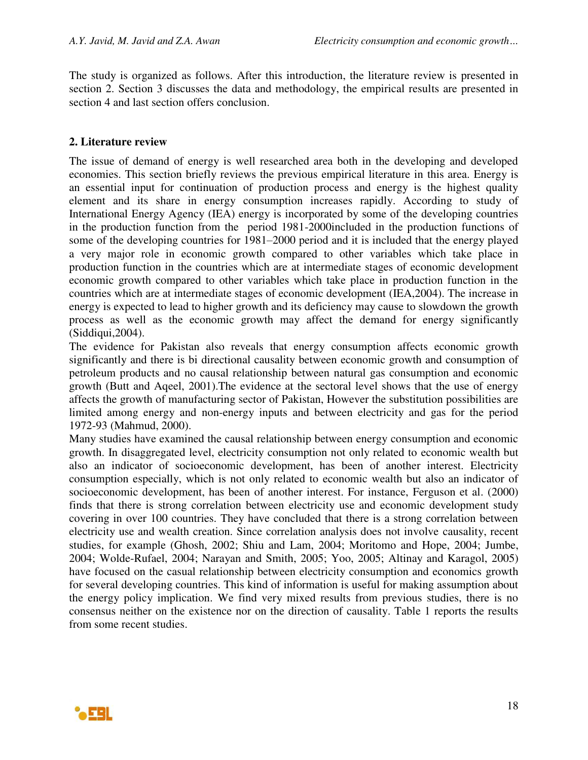The study is organized as follows. After this introduction, the literature review is presented in section 2. Section 3 discusses the data and methodology, the empirical results are presented in section 4 and last section offers conclusion.

## 2. Literature review

The issue of demand of energy is well researched area both in the developing and developed economies. This section briefly reviews the previous empirical literature in this area. Energy is an essential input for continuation of production process and energy is the highest quality element and its share in energy consumption increases rapidly. According to study of International Energy Agency (IEA) energy is incorporated by some of the developing countries in the production function from the period 1981-2000included in the production functions of some of the developing countries for 1981–2000 period and it is included that the energy played a very major role in economic growth compared to other variables which take place in production function in the countries which are at intermediate stages of economic development economic growth compared to other variables which take place in production function in the countries which are at intermediate stages of economic development (IEA,2004). The increase in energy is expected to lead to higher growth and its deficiency may cause to slowdown the growth process as well as the economic growth may affect the demand for energy significantly (Siddiqui,2004).

The evidence for Pakistan also reveals that energy consumption affects economic growth significantly and there is bi directional causality between economic growth and consumption of petroleum products and no causal relationship between natural gas consumption and economic growth (Butt and Aqeel, 2001).The evidence at the sectoral level shows that the use of energy affects the growth of manufacturing sector of Pakistan, However the substitution possibilities are limited among energy and non-energy inputs and between electricity and gas for the period 1972-93 (Mahmud, 2000).

Many studies have examined the causal relationship between energy consumption and economic growth. In disaggregated level, electricity consumption not only related to economic wealth but also an indicator of socioeconomic development, has been of another interest. Electricity consumption especially, which is not only related to economic wealth but also an indicator of socioeconomic development, has been of another interest. For instance, Ferguson et al. (2000) finds that there is strong correlation between electricity use and economic development study covering in over 100 countries. They have concluded that there is a strong correlation between electricity use and wealth creation. Since correlation analysis does not involve causality, recent studies, for example (Ghosh, 2002; Shiu and Lam, 2004; Moritomo and Hope, 2004; Jumbe, 2004; Wolde-Rufael, 2004; Narayan and Smith, 2005; Yoo, 2005; Altinay and Karagol, 2005) have focused on the casual relationship between electricity consumption and economics growth for several developing countries. This kind of information is useful for making assumption about the energy policy implication. We find very mixed results from previous studies, there is no consensus neither on the existence nor on the direction of causality. Table 1 reports the results from some recent studies.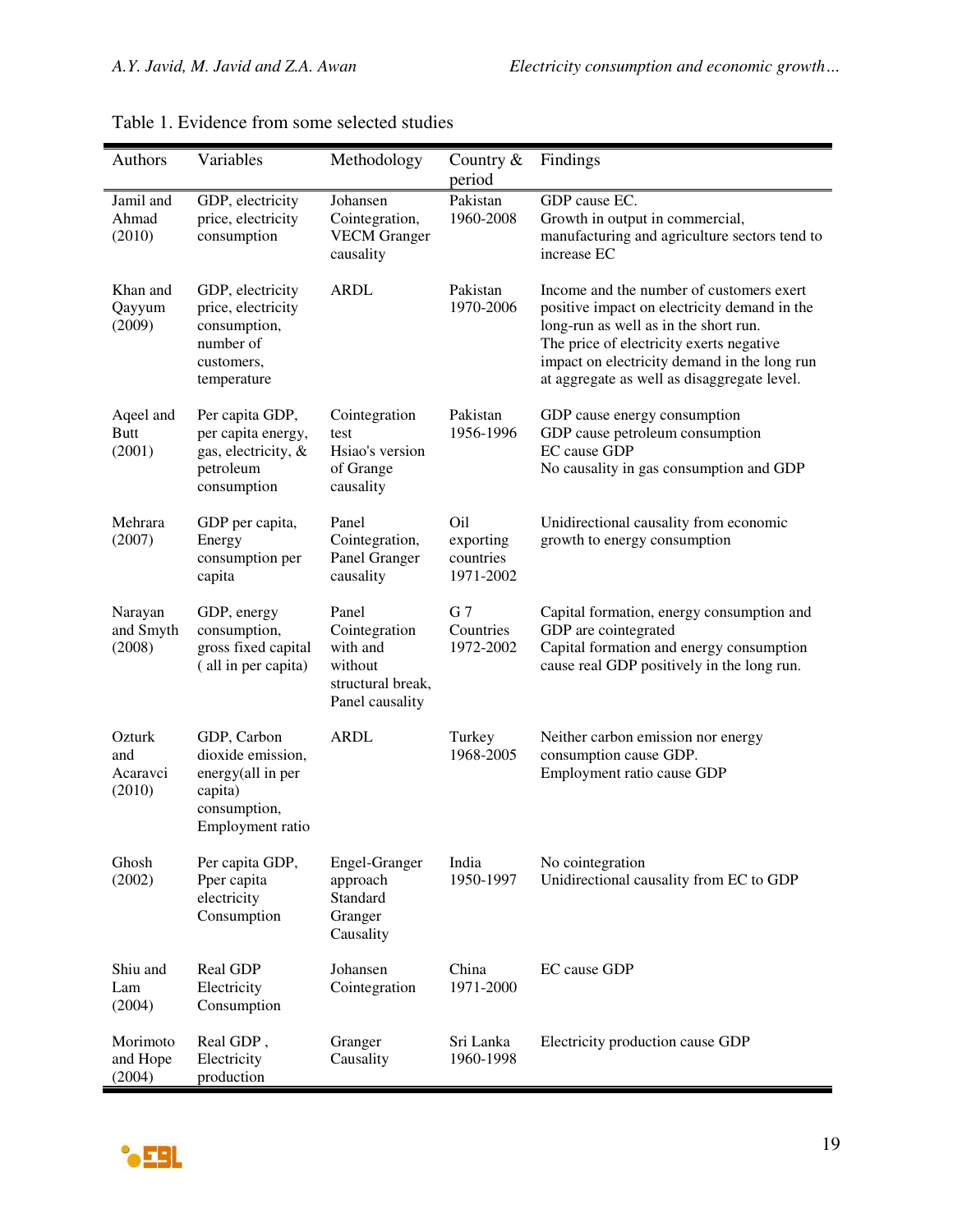Table 1. Evidence from some selected studies

| Authors | Variables | Methodology | Country & period | Findings |
|---|---|---|---|---|
| Jamil and Ahmad (2010) | GDP, electricity price, electricity consumption | Johansen Cointegration, VECM Granger causality | Pakistan 1960-2008 | GDP cause EC. Growth in output in commercial, manufacturing and agriculture sectors tend to increase EC |
| Khan and Qayyum (2009) | GDP, electricity price, electricity consumption, number of customers, temperature | ARDL | Pakistan 1970-2006 | Income and the number of customers exert positive impact on electricity demand in the long-run as well as in the short run. The price of electricity exerts negative impact on electricity demand in the long run at aggregate as well as disaggregate level. |
| Aqeel and Butt (2001) | Per capita GDP, per capita energy, gas, electricity, & petroleum consumption | Cointegration test Hsiao's version of Grange causality | Pakistan 1956-1996 | GDP cause energy consumption GDP cause petroleum consumption EC cause GDP No causality in gas consumption and GDP |
| Mehrara (2007) | GDP per capita, Energy consumption per capita | Panel Cointegration, Panel Granger causality | Oil exporting countries 1971-2002 | Unidirectional causality from economic growth to energy consumption |
| Narayan and Smyth (2008) | GDP, energy consumption, gross fixed capital ( all in per capita) | Panel Cointegration with and without structural break, Panel causality | G 7 Countries 1972-2002 | Capital formation, energy consumption and GDP are cointegrated Capital formation and energy consumption cause real GDP positively in the long run. |
| Ozturk and Acaravci (2010) | GDP, Carbon dioxide emission, energy(all in per capita) consumption, Employment ratio | ARDL | Turkey 1968-2005 | Neither carbon emission nor energy consumption cause GDP. Employment ratio cause GDP |
| Ghosh (2002) | Per capita GDP, Pper capita electricity Consumption | Engel-Granger approach Standard Granger Causality | India 1950-1997 | No cointegration Unidirectional causality from EC to GDP |
| Shiu and Lam (2004) | Real GDP Electricity Consumption | Johansen Cointegration | China 1971-2000 | EC cause GDP |
| Morimoto and Hope (2004) | Real GDP , Electricity production | Granger Causality | Sri Lanka 1960-1998 | Electricity production cause GDP |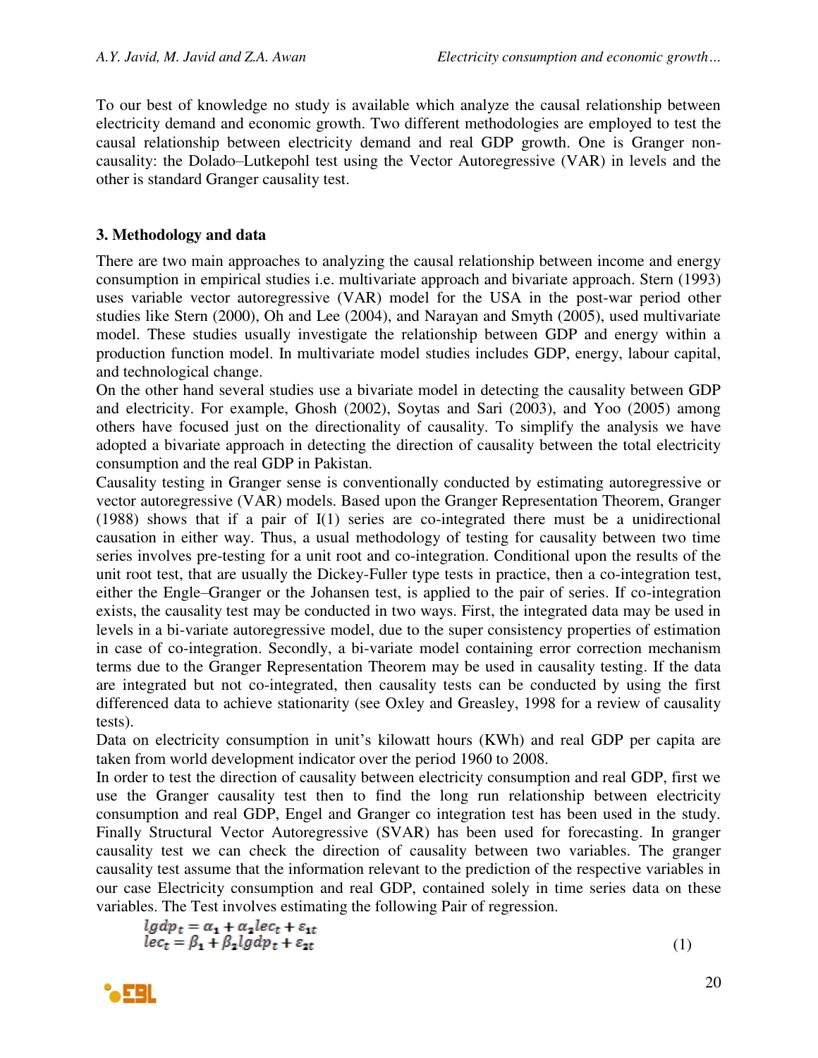To our best of knowledge no study is available which analyze the causal relationship between electricity demand and economic growth. Two different methodologies are employed to test the causal relationship between electricity demand and real GDP growth. One is Granger non-causality: the Dolado–Lutkepohl test using the Vector Autoregressive (VAR) in levels and the other is standard Granger causality test.

## 3. Methodology and data

There are two main approaches to analyzing the causal relationship between income and energy consumption in empirical studies i.e. multivariate approach and bivariate approach. Stern (1993) uses variable vector autoregressive (VAR) model for the USA in the post-war period other studies like Stern (2000), Oh and Lee (2004), and Narayan and Smyth (2005), used multivariate model. These studies usually investigate the relationship between GDP and energy within a production function model. In multivariate model studies includes GDP, energy, labour capital, and technological change.

On the other hand several studies use a bivariate model in detecting the causality between GDP and electricity. For example, Ghosh (2002), Soytas and Sari (2003), and Yoo (2005) among others have focused just on the directionality of causality. To simplify the analysis we have adopted a bivariate approach in detecting the direction of causality between the total electricity consumption and the real GDP in Pakistan.

Causality testing in Granger sense is conventionally conducted by estimating autoregressive or vector autoregressive (VAR) models. Based upon the Granger Representation Theorem, Granger (1988) shows that if a pair of I(1) series are co-integrated there must be a unidirectional causation in either way. Thus, a usual methodology of testing for causality between two time series involves pre-testing for a unit root and co-integration. Conditional upon the results of the unit root test, that are usually the Dickey-Fuller type tests in practice, then a co-integration test, either the Engle–Granger or the Johansen test, is applied to the pair of series. If co-integration exists, the causality test may be conducted in two ways. First, the integrated data may be used in levels in a bi-variate autoregressive model, due to the super consistency properties of estimation in case of co-integration. Secondly, a bi-variate model containing error correction mechanism terms due to the Granger Representation Theorem may be used in causality testing. If the data are integrated but not co-integrated, then causality tests can be conducted by using the first differenced data to achieve stationarity (see Oxley and Greasley, 1998 for a review of causality tests).

Data on electricity consumption in unit's kilowatt hours (KWh) and real GDP per capita are taken from world development indicator over the period 1960 to 2008.

In order to test the direction of causality between electricity consumption and real GDP, first we use the Granger causality test then to find the long run relationship between electricity consumption and real GDP, Engel and Granger co integration test has been used in the study. Finally Structural Vector Autoregressive (SVAR) has been used for forecasting. In granger causality test we can check the direction of causality between two variables. The granger causality test assume that the information relevant to the prediction of the respective variables in our case Electricity consumption and real GDP, contained solely in time series data on these variables. The Test involves estimating the following Pair of regression.

$$lgdp_t = \alpha_1 + \alpha_2 lec_t + \varepsilon_{1t}$$
$$lec_t = \beta_1 + \beta_2 lgdp_t + \varepsilon_{2t} \qquad (1)$$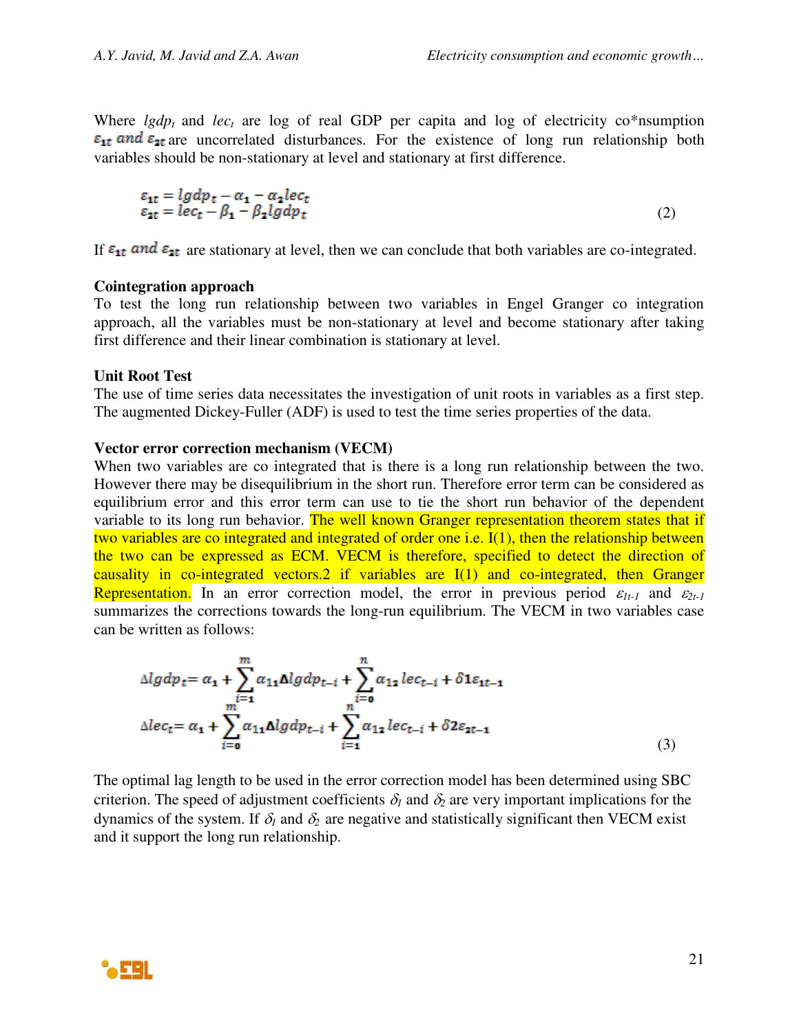Where $lgdp_t$ and $lec_t$ are log of real GDP per capita and log of electricity co*nsumption $\varepsilon_{1t}$ and $\varepsilon_{2t}$ are uncorrelated disturbances. For the existence of long run relationship both variables should be non-stationary at level and stationary at first difference.

$$\begin{aligned} \varepsilon_{1t} &= lgdp_t - \alpha_1 - \alpha_2 lec_t \\ \varepsilon_{2t} &= lec_t - \beta_1 - \beta_2 lgdp_t \end{aligned} \tag{2}$$

If $\varepsilon_{1t}$ and $\varepsilon_{2t}$ are stationary at level, then we can conclude that both variables are co-integrated.

**Cointegration approach**

To test the long run relationship between two variables in Engel Granger co integration approach, all the variables must be non-stationary at level and become stationary after taking first difference and their linear combination is stationary at level.

**Unit Root Test**

The use of time series data necessitates the investigation of unit roots in variables as a first step. The augmented Dickey-Fuller (ADF) is used to test the time series properties of the data.

**Vector error correction mechanism (VECM)**

When two variables are co integrated that is there is a long run relationship between the two. However there may be disequilibrium in the short run. Therefore error term can be considered as equilibrium error and this error term can use to tie the short run behavior of the dependent variable to its long run behavior. The well known Granger representation theorem states that if two variables are co integrated and integrated of order one i.e. I(1), then the relationship between the two can be expressed as ECM. VECM is therefore, specified to detect the direction of causality in co-integrated vectors.2 if variables are I(1) and co-integrated, then Granger Representation. In an error correction model, the error in previous period $\varepsilon_{1t-1}$ and $\varepsilon_{2t-1}$ summarizes the corrections towards the long-run equilibrium. The VECM in two variables case can be written as follows:

$$\begin{aligned} \Delta lgdp_t &= \alpha_1 + \sum_{i=1}^{m} \alpha_{11} \Delta lgdp_{t-i} + \sum_{i=0}^{n} \alpha_{12}\, lec_{t-i} + \delta 1 \varepsilon_{1t-1} \\ \Delta lec_t &= \alpha_1 + \sum_{i=0}^{m} \alpha_{11} \Delta lgdp_{t-i} + \sum_{i=1}^{n} \alpha_{12}\, lec_{t-i} + \delta 2 \varepsilon_{2t-1} \end{aligned} \tag{3}$$

The optimal lag length to be used in the error correction model has been determined using SBC criterion. The speed of adjustment coefficients $\delta_1$ and $\delta_2$ are very important implications for the dynamics of the system. If $\delta_1$ and $\delta_2$ are negative and statistically significant then VECM exist and it support the long run relationship.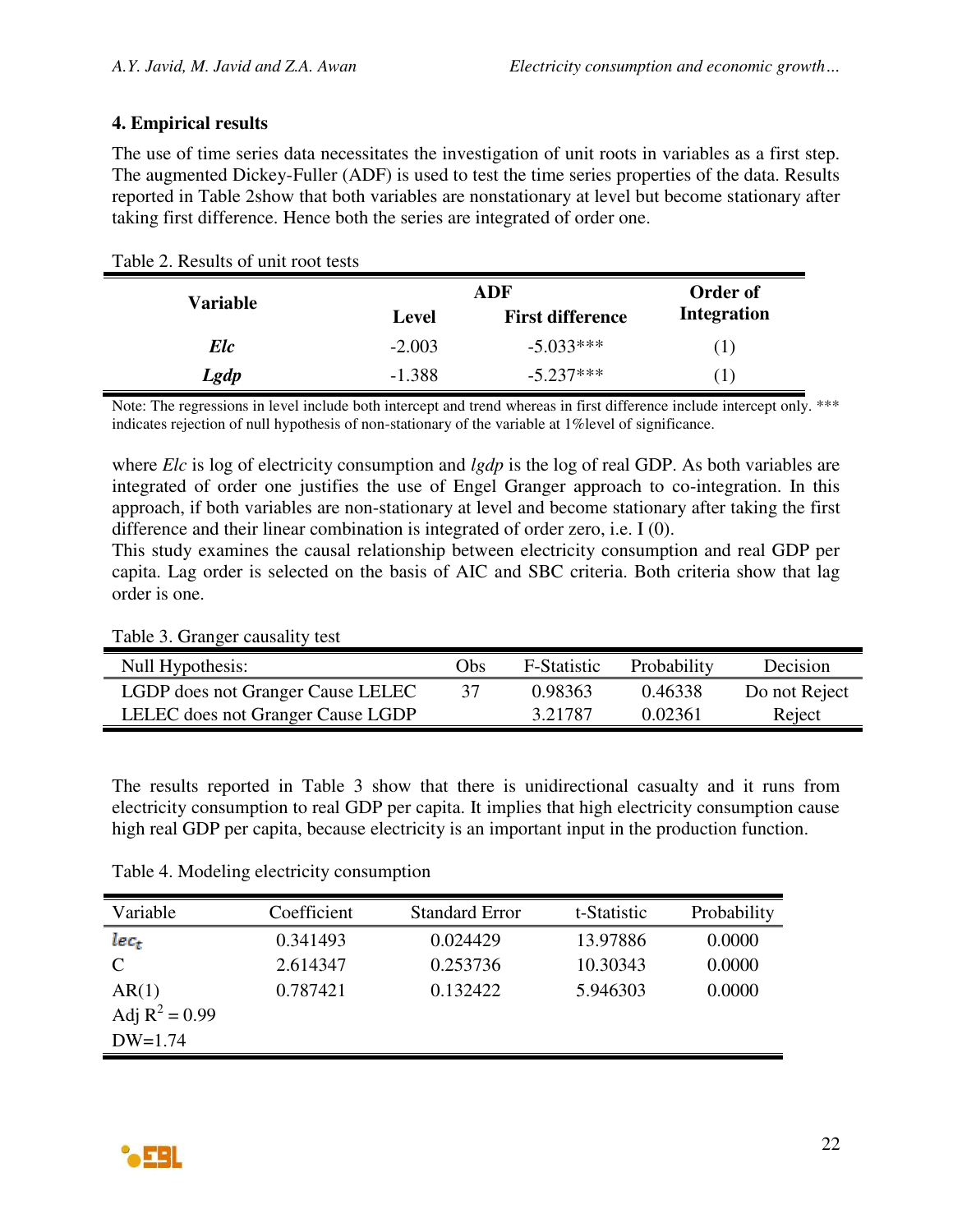## 4. Empirical results

The use of time series data necessitates the investigation of unit roots in variables as a first step. The augmented Dickey-Fuller (ADF) is used to test the time series properties of the data. Results reported in Table 2show that both variables are nonstationary at level but become stationary after taking first difference. Hence both the series are integrated of order one.

Table 2. Results of unit root tests

| Variable | ADF | | Order of Integration |
|---|---|---|---|
| | Level | First difference | |
| ***Elc*** | -2.003 | -5.033*** | (1) |
| ***Lgdp*** | -1.388 | -5.237*** | (1) |

Note: The regressions in level include both intercept and trend whereas in first difference include intercept only. *** indicates rejection of null hypothesis of non-stationary of the variable at 1%level of significance.

where *Elc* is log of electricity consumption and *lgdp* is the log of real GDP. As both variables are integrated of order one justifies the use of Engel Granger approach to co-integration. In this approach, if both variables are non-stationary at level and become stationary after taking the first difference and their linear combination is integrated of order zero, i.e. I (0).

This study examines the causal relationship between electricity consumption and real GDP per capita. Lag order is selected on the basis of AIC and SBC criteria. Both criteria show that lag order is one.

Table 3. Granger causality test

| Null Hypothesis: | Obs | F-Statistic | Probability | Decision |
|---|---|---|---|---|
| LGDP does not Granger Cause LELEC | 37 | 0.98363 | 0.46338 | Do not Reject |
| LELEC does not Granger Cause LGDP | | 3.21787 | 0.02361 | Reject |

The results reported in Table 3 show that there is unidirectional casualty and it runs from electricity consumption to real GDP per capita. It implies that high electricity consumption cause high real GDP per capita, because electricity is an important input in the production function.

Table 4. Modeling electricity consumption

| Variable | Coefficient | Standard Error | t-Statistic | Probability |
|---|---|---|---|---|
| $lec_t$ | 0.341493 | 0.024429 | 13.97886 | 0.0000 |
| C | 2.614347 | 0.253736 | 10.30343 | 0.0000 |
| AR(1) | 0.787421 | 0.132422 | 5.946303 | 0.0000 |
| Adj $R^2$ = 0.99 | | | | |
| DW=1.74 | | | | |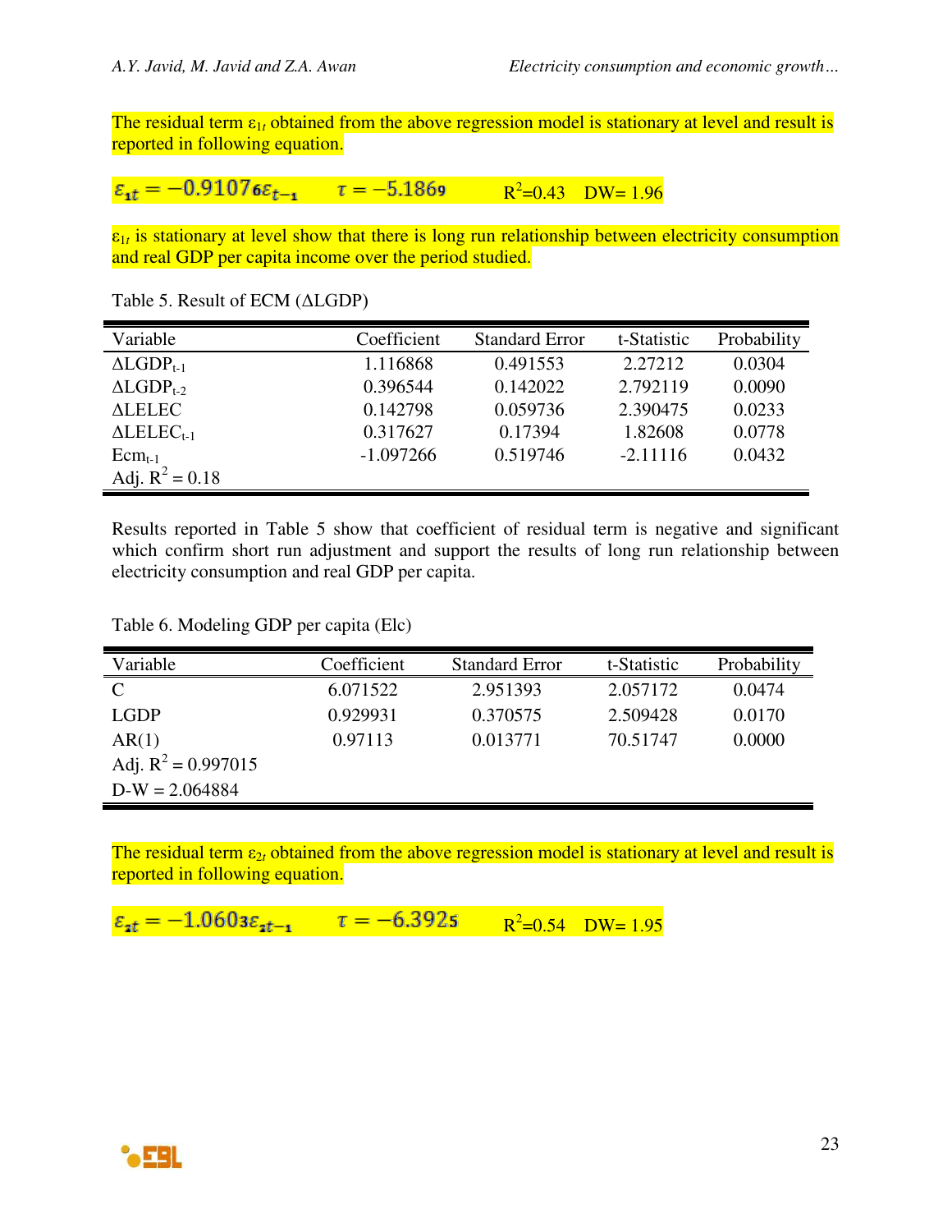The residual term $\varepsilon_{1t}$ obtained from the above regression model is stationary at level and result is reported in following equation.

$$\varepsilon_{1t} = -0.91076\varepsilon_{t-1} \qquad \tau = -5.1869 \qquad R^2=0.43 \quad DW= 1.96$$

$\varepsilon_{1t}$ is stationary at level show that there is long run relationship between electricity consumption and real GDP per capita income over the period studied.

Table 5. Result of ECM (ΔLGDP)

| Variable | Coefficient | Standard Error | t-Statistic | Probability |
|---|---|---|---|---|
| $\Delta LGDP_{t-1}$ | 1.116868 | 0.491553 | 2.27212 | 0.0304 |
| $\Delta LGDP_{t-2}$ | 0.396544 | 0.142022 | 2.792119 | 0.0090 |
| $\Delta LELEC$ | 0.142798 | 0.059736 | 2.390475 | 0.0233 |
| $\Delta LELEC_{t-1}$ | 0.317627 | 0.17394 | 1.82608 | 0.0778 |
| $Ecm_{t-1}$ | -1.097266 | 0.519746 | -2.11116 | 0.0432 |
| Adj. $R^2 = 0.18$ | | | | |

Results reported in Table 5 show that coefficient of residual term is negative and significant which confirm short run adjustment and support the results of long run relationship between electricity consumption and real GDP per capita.

Table 6. Modeling GDP per capita (Elc)

| Variable | Coefficient | Standard Error | t-Statistic | Probability |
|---|---|---|---|---|
| C | 6.071522 | 2.951393 | 2.057172 | 0.0474 |
| LGDP | 0.929931 | 0.370575 | 2.509428 | 0.0170 |
| AR(1) | 0.97113 | 0.013771 | 70.51747 | 0.0000 |
| Adj. $R^2 = 0.997015$ | | | | |
| D-W = 2.064884 | | | | |

The residual term $\varepsilon_{2t}$ obtained from the above regression model is stationary at level and result is reported in following equation.

$$\varepsilon_{2t} = -1.06033\varepsilon_{2t-1} \qquad \tau = -6.3925 \qquad R^2=0.54 \quad DW= 1.95$$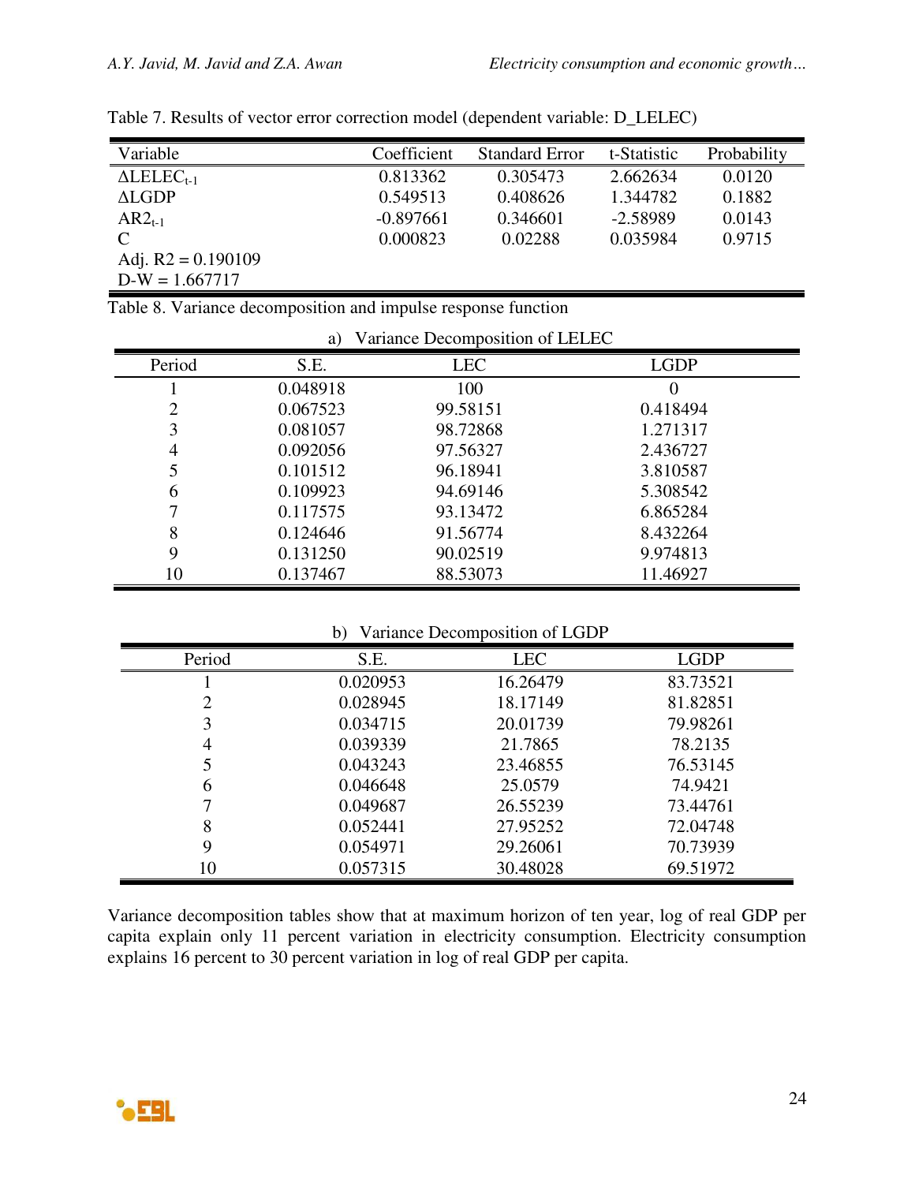Table 7. Results of vector error correction model (dependent variable: D_LELEC)

| Variable | Coefficient | Standard Error | t-Statistic | Probability |
|---|---|---|---|---|
| $\Delta LELEC_{t-1}$ | 0.813362 | 0.305473 | 2.662634 | 0.0120 |
| $\Delta LGDP$ | 0.549513 | 0.408626 | 1.344782 | 0.1882 |
| $AR2_{t-1}$ | -0.897661 | 0.346601 | -2.58989 | 0.0143 |
| C | 0.000823 | 0.02288 | 0.035984 | 0.9715 |
| Adj. R2 = 0.190109 | | | | |
| D-W = 1.667717 | | | | |

Table 8. Variance decomposition and impulse response function

a) Variance Decomposition of LELEC

| Period | S.E. | LEC | LGDP |
|---|---|---|---|
| 1 | 0.048918 | 100 | 0 |
| 2 | 0.067523 | 99.58151 | 0.418494 |
| 3 | 0.081057 | 98.72868 | 1.271317 |
| 4 | 0.092056 | 97.56327 | 2.436727 |
| 5 | 0.101512 | 96.18941 | 3.810587 |
| 6 | 0.109923 | 94.69146 | 5.308542 |
| 7 | 0.117575 | 93.13472 | 6.865284 |
| 8 | 0.124646 | 91.56774 | 8.432264 |
| 9 | 0.131250 | 90.02519 | 9.974813 |
| 10 | 0.137467 | 88.53073 | 11.46927 |

b) Variance Decomposition of LGDP

| Period | S.E. | LEC | LGDP |
|---|---|---|---|
| 1 | 0.020953 | 16.26479 | 83.73521 |
| 2 | 0.028945 | 18.17149 | 81.82851 |
| 3 | 0.034715 | 20.01739 | 79.98261 |
| 4 | 0.039339 | 21.7865 | 78.2135 |
| 5 | 0.043243 | 23.46855 | 76.53145 |
| 6 | 0.046648 | 25.0579 | 74.9421 |
| 7 | 0.049687 | 26.55239 | 73.44761 |
| 8 | 0.052441 | 27.95252 | 72.04748 |
| 9 | 0.054971 | 29.26061 | 70.73939 |
| 10 | 0.057315 | 30.48028 | 69.51972 |

Variance decomposition tables show that at maximum horizon of ten year, log of real GDP per capita explain only 11 percent variation in electricity consumption. Electricity consumption explains 16 percent to 30 percent variation in log of real GDP per capita.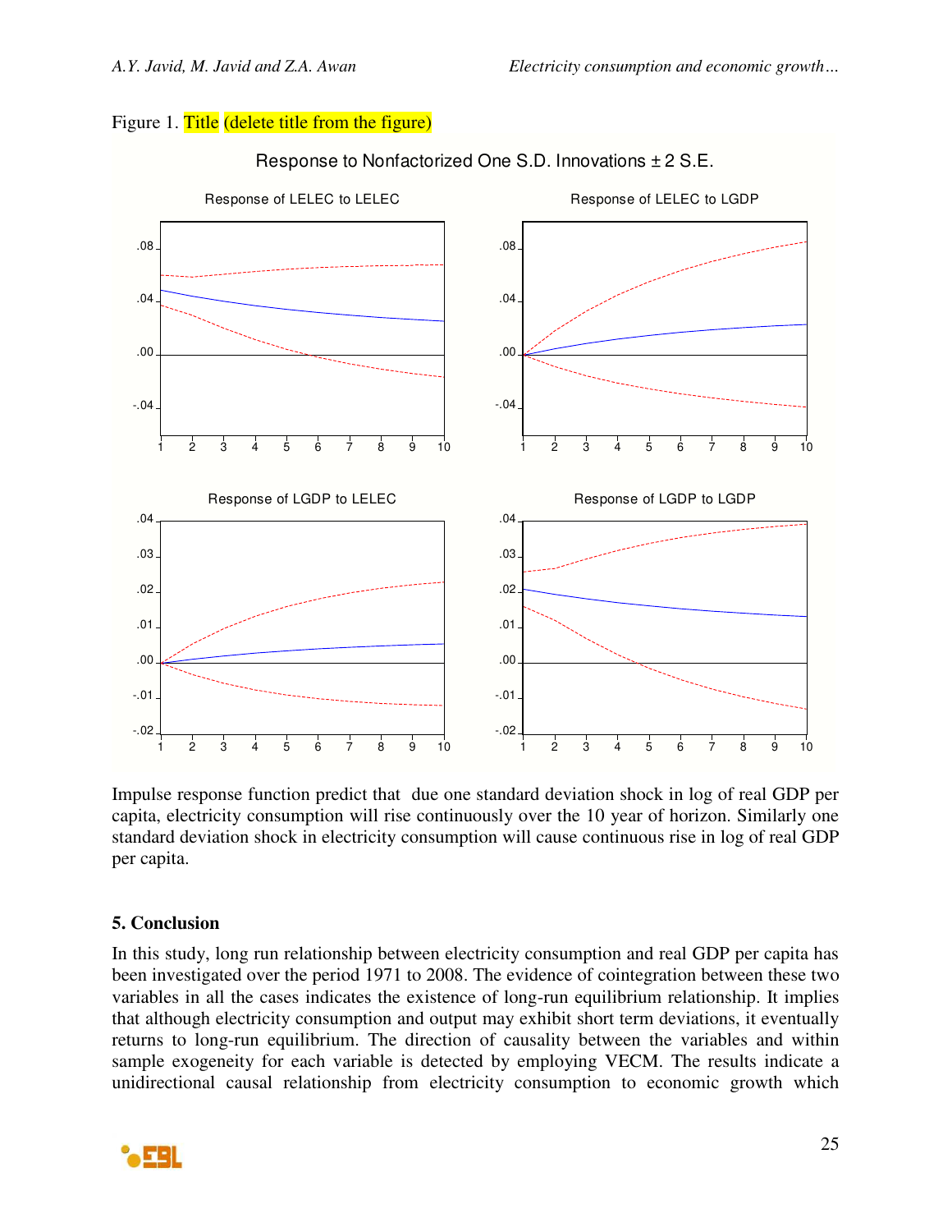Figure 1. Title (delete title from the figure)

Response to Nonfactorized One S.D. Innovations ± 2 S.E.

Response of LELEC to LELEC

Response of LELEC to LGDP

Response of LGDP to LELEC

Response of LGDP to LGDP

Impulse response function predict that due one standard deviation shock in log of real GDP per capita, electricity consumption will rise continuously over the 10 year of horizon. Similarly one standard deviation shock in electricity consumption will cause continuous rise in log of real GDP per capita.

## 5. Conclusion

In this study, long run relationship between electricity consumption and real GDP per capita has been investigated over the period 1971 to 2008. The evidence of cointegration between these two variables in all the cases indicates the existence of long-run equilibrium relationship. It implies that although electricity consumption and output may exhibit short term deviations, it eventually returns to long-run equilibrium. The direction of causality between the variables and within sample exogeneity for each variable is detected by employing VECM. The results indicate a unidirectional causal relationship from electricity consumption to economic growth which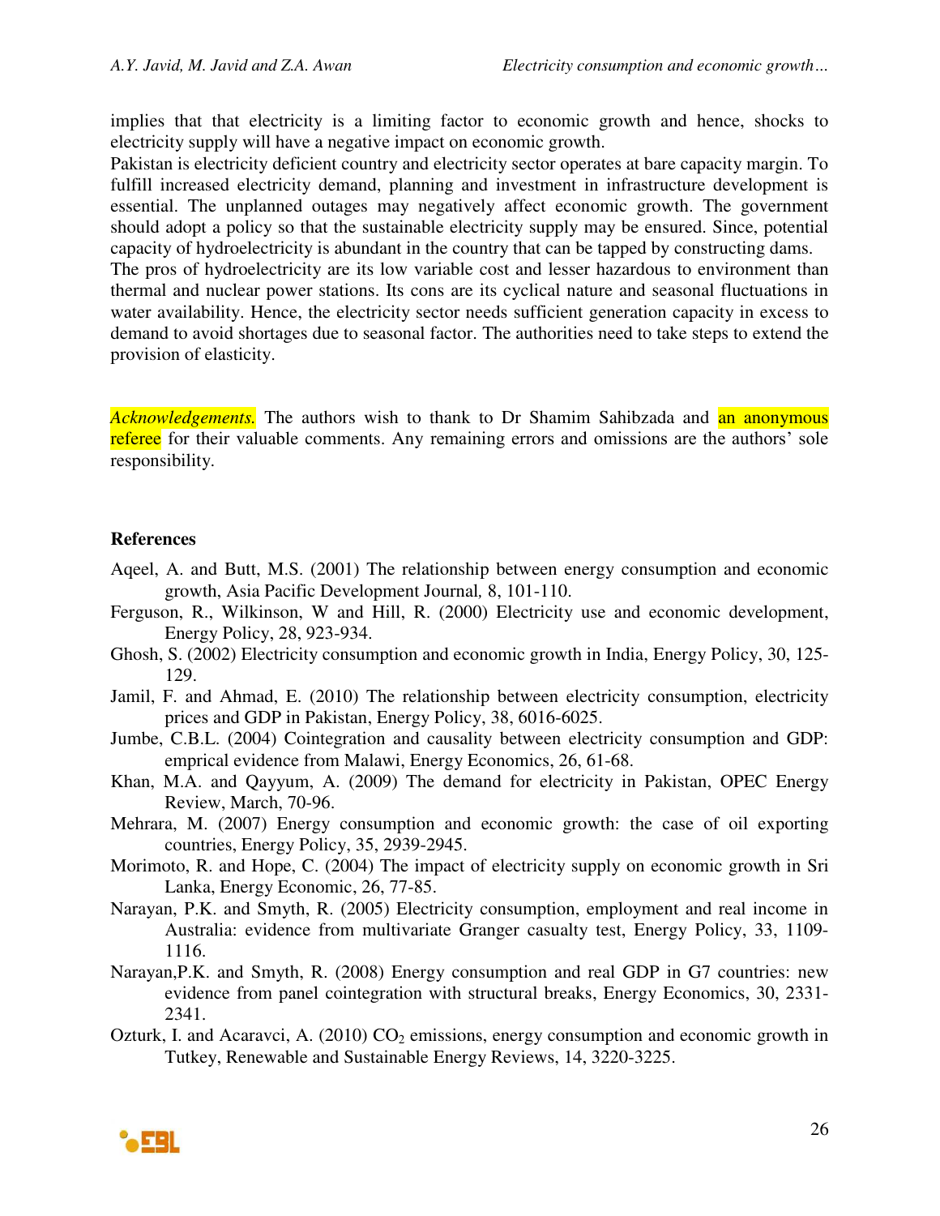implies that that electricity is a limiting factor to economic growth and hence, shocks to electricity supply will have a negative impact on economic growth.

Pakistan is electricity deficient country and electricity sector operates at bare capacity margin. To fulfill increased electricity demand, planning and investment in infrastructure development is essential. The unplanned outages may negatively affect economic growth. The government should adopt a policy so that the sustainable electricity supply may be ensured. Since, potential capacity of hydroelectricity is abundant in the country that can be tapped by constructing dams.

The pros of hydroelectricity are its low variable cost and lesser hazardous to environment than thermal and nuclear power stations. Its cons are its cyclical nature and seasonal fluctuations in water availability. Hence, the electricity sector needs sufficient generation capacity in excess to demand to avoid shortages due to seasonal factor. The authorities need to take steps to extend the provision of elasticity.

*Acknowledgements.* The authors wish to thank to Dr Shamim Sahibzada and an anonymous referee for their valuable comments. Any remaining errors and omissions are the authors' sole responsibility.

**References**

Aqeel, A. and Butt, M.S. (2001) The relationship between energy consumption and economic growth, Asia Pacific Development Journal*,* 8, 101-110.

Ferguson, R., Wilkinson, W and Hill, R. (2000) Electricity use and economic development, Energy Policy, 28, 923-934.

Ghosh, S. (2002) Electricity consumption and economic growth in India, Energy Policy, 30, 125-129.

Jamil, F. and Ahmad, E. (2010) The relationship between electricity consumption, electricity prices and GDP in Pakistan, Energy Policy, 38, 6016-6025.

Jumbe, C.B.L. (2004) Cointegration and causality between electricity consumption and GDP: emprical evidence from Malawi, Energy Economics, 26, 61-68.

Khan, M.A. and Qayyum, A. (2009) The demand for electricity in Pakistan, OPEC Energy Review, March, 70-96.

Mehrara, M. (2007) Energy consumption and economic growth: the case of oil exporting countries, Energy Policy, 35, 2939-2945.

Morimoto, R. and Hope, C. (2004) The impact of electricity supply on economic growth in Sri Lanka, Energy Economic, 26, 77-85.

Narayan, P.K. and Smyth, R. (2005) Electricity consumption, employment and real income in Australia: evidence from multivariate Granger casualty test, Energy Policy, 33, 1109-1116.

Narayan,P.K. and Smyth, R. (2008) Energy consumption and real GDP in G7 countries: new evidence from panel cointegration with structural breaks, Energy Economics, 30, 2331-2341.

Ozturk, I. and Acaravci, A. (2010) $CO_2$ emissions, energy consumption and economic growth in Tutkey, Renewable and Sustainable Energy Reviews, 14, 3220-3225.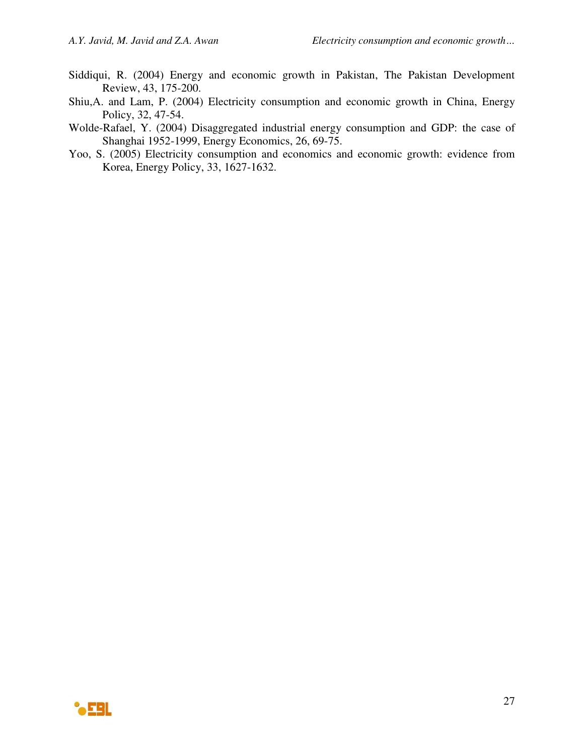Siddiqui, R. (2004) Energy and economic growth in Pakistan, The Pakistan Development Review, 43, 175-200.

Shiu,A. and Lam, P. (2004) Electricity consumption and economic growth in China, Energy Policy, 32, 47-54.

Wolde-Rafael, Y. (2004) Disaggregated industrial energy consumption and GDP: the case of Shanghai 1952-1999, Energy Economics, 26, 69-75.

Yoo, S. (2005) Electricity consumption and economics and economic growth: evidence from Korea, Energy Policy, 33, 1627-1632.